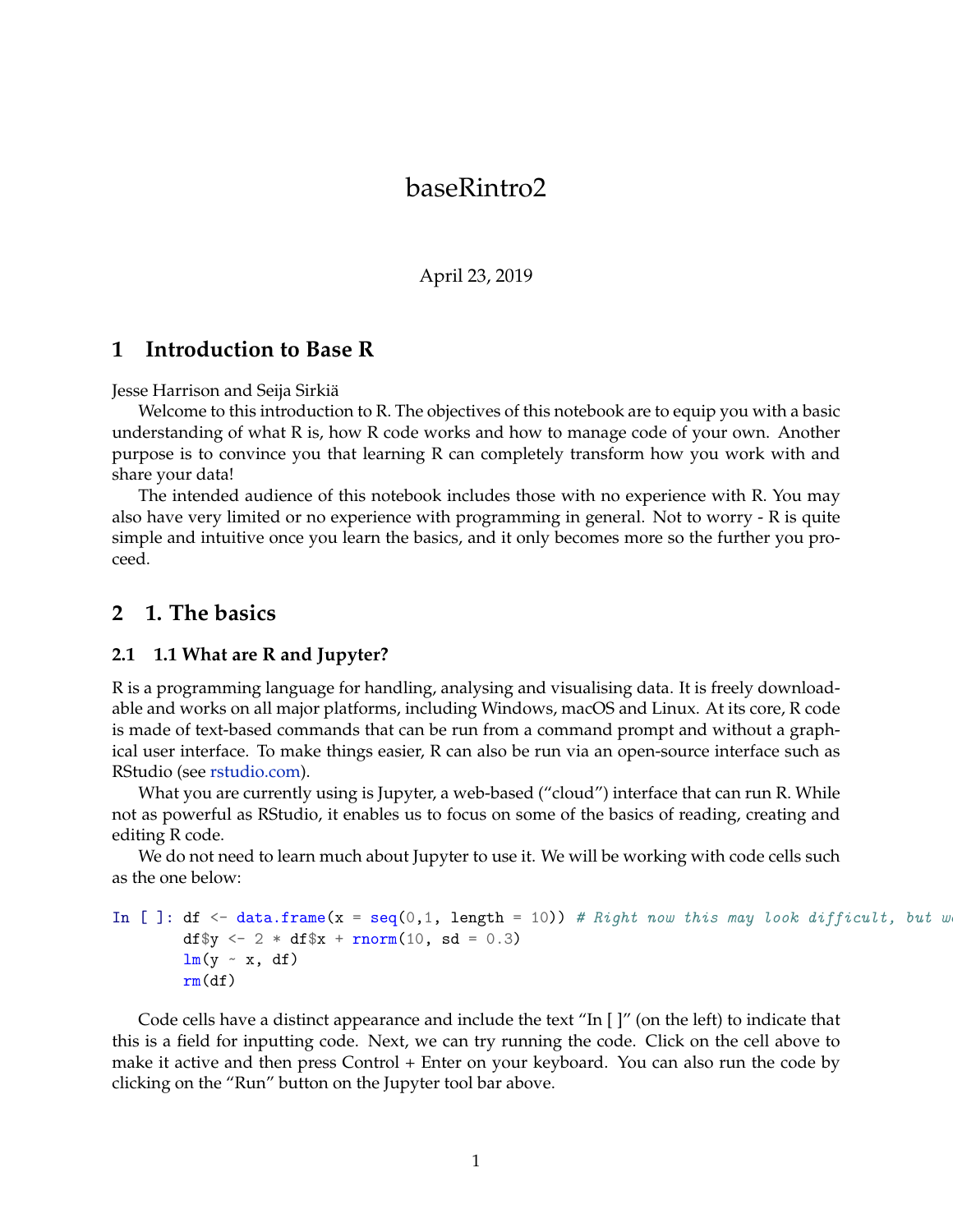# baseRintro2

April 23, 2019

## 1 Introduction to Base R

Jesse Harrison and Seija Sirkiä

Welcome to this introduction to R. The objectives of this notebook are to equip you with a basic understanding of what R is, how R code works and how to manage code of your own. Another purpose is to convince you that learning R can completely transform how you work with and share your data!

The intended audience of this notebook includes those with no experience with R. You may also have very limited or no experience with programming in general. Not to worry - R is quite simple and intuitive once you learn the basics, and it only becomes more so the further you proceed.

## 2 1. The basics

### 2.1 1.1 What are R and Jupyter?

R is a programming language for handling, analysing and visualising data. It is freely downloadable and works on all major platforms, including Windows, macOS and Linux. At its core, R code is made of text-based commands that can be run from a command prompt and without a graphical user interface. To make things easier, R can also be run via an open-source interface such as RStudio (see rstudio.com).

What you are currently using is Jupyter, a web-based ("cloud") interface that can run R. While not as powerful as RStudio, it enables us to focus on some of the basics of reading, creating and editing R code.

We do not need to learn much about Jupyter to use it. We will be working with code cells such as the one below:

```
In [ ]: df <- data.frame(x = seq(0,1, length = 10)) # Right now this may look difficult, but we
        df$y <- 2 * df$x + rnorm(10, sd = 0.3)
        lm(y ~ x, df)
        rm(df)
```

Code cells have a distinct appearance and include the text "In [ ]" (on the left) to indicate that this is a field for inputting code. Next, we can try running the code. Click on the cell above to make it active and then press Control + Enter on your keyboard. You can also run the code by clicking on the "Run" button on the Jupyter tool bar above.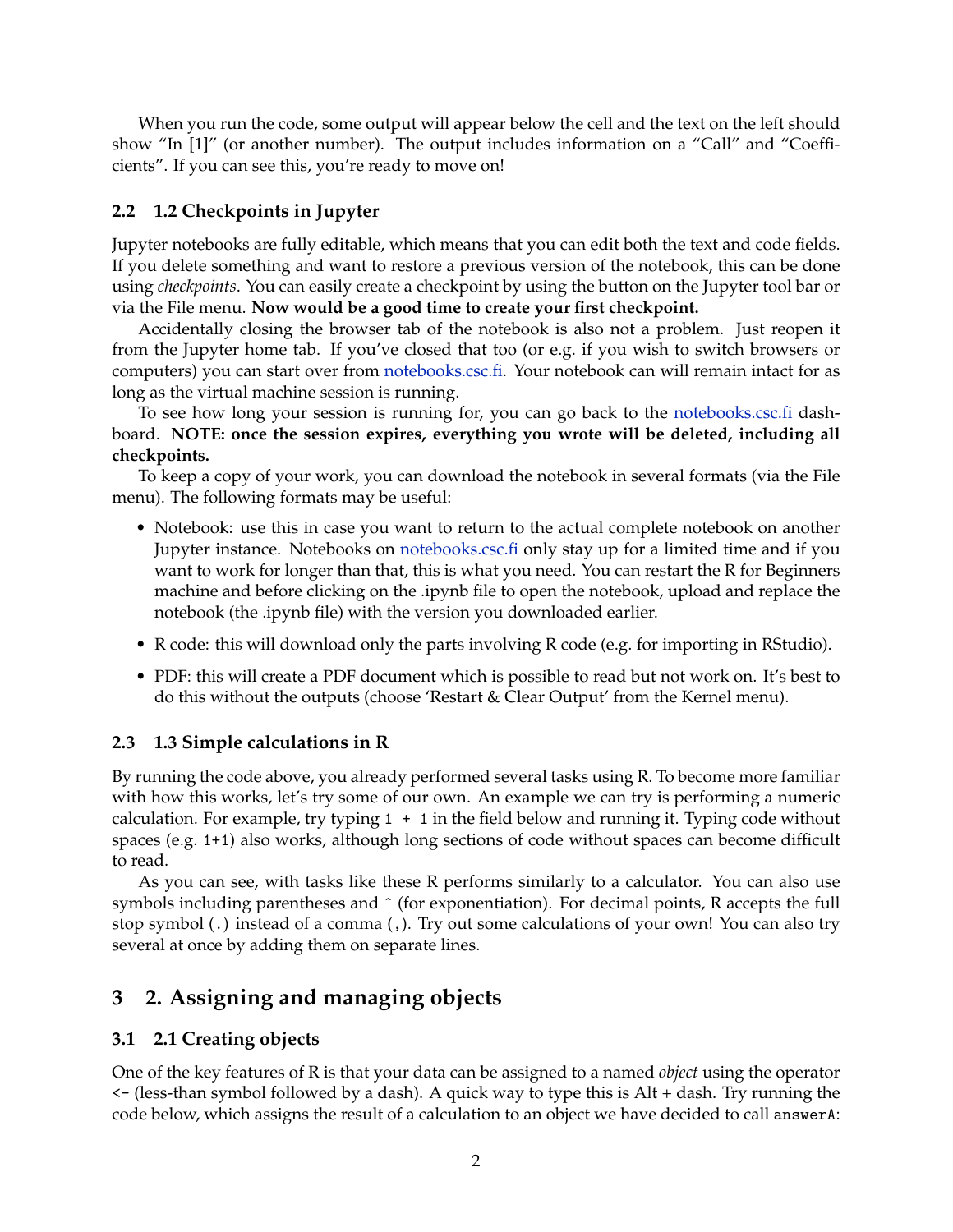When you run the code, some output will appear below the cell and the text on the left should show “In [1]” (or another number). The output includes information on a “Call” and “Coefficients”. If you can see this, you’re ready to move on!

### 2.2 1.2 Checkpoints in Jupyter

Jupyter notebooks are fully editable, which means that you can edit both the text and code fields. If you delete something and want to restore a previous version of the notebook, this can be done using *checkpoints*. You can easily create a checkpoint by using the button on the Jupyter tool bar or via the File menu. **Now would be a good time to create your first checkpoint.**

Accidentally closing the browser tab of the notebook is also not a problem. Just reopen it from the Jupyter home tab. If you’ve closed that too (or e.g. if you wish to switch browsers or computers) you can start over from notebooks.csc.fi. Your notebook can will remain intact for as long as the virtual machine session is running.

To see how long your session is running for, you can go back to the notebooks.csc.fi dashboard. **NOTE: once the session expires, everything you wrote will be deleted, including all checkpoints.**

To keep a copy of your work, you can download the notebook in several formats (via the File menu). The following formats may be useful:

- Notebook: use this in case you want to return to the actual complete notebook on another Jupyter instance. Notebooks on notebooks.csc.fi only stay up for a limited time and if you want to work for longer than that, this is what you need. You can restart the R for Beginners machine and before clicking on the .ipynb file to open the notebook, upload and replace the notebook (the .ipynb file) with the version you downloaded earlier.
- R code: this will download only the parts involving R code (e.g. for importing in RStudio).
- PDF: this will create a PDF document which is possible to read but not work on. It’s best to do this without the outputs (choose ‘Restart & Clear Output’ from the Kernel menu).

### 2.3 1.3 Simple calculations in R

By running the code above, you already performed several tasks using R. To become more familiar with how this works, let’s try some of our own. An example we can try is performing a numeric calculation. For example, try typing `1 + 1` in the field below and running it. Typing code without spaces (e.g. `1+1`) also works, although long sections of code without spaces can become difficult to read.

As you can see, with tasks like these R performs similarly to a calculator. You can also use symbols including parentheses and ^ (for exponentiation). For decimal points, R accepts the full stop symbol `(.)` instead of a comma `(,)`. Try out some calculations of your own! You can also try several at once by adding them on separate lines.

## 3 2. Assigning and managing objects

### 3.1 2.1 Creating objects

One of the key features of R is that your data can be assigned to a named *object* using the operator `<-` (less-than symbol followed by a dash). A quick way to type this is Alt + dash. Try running the code below, which assigns the result of a calculation to an object we have decided to call `answerA`: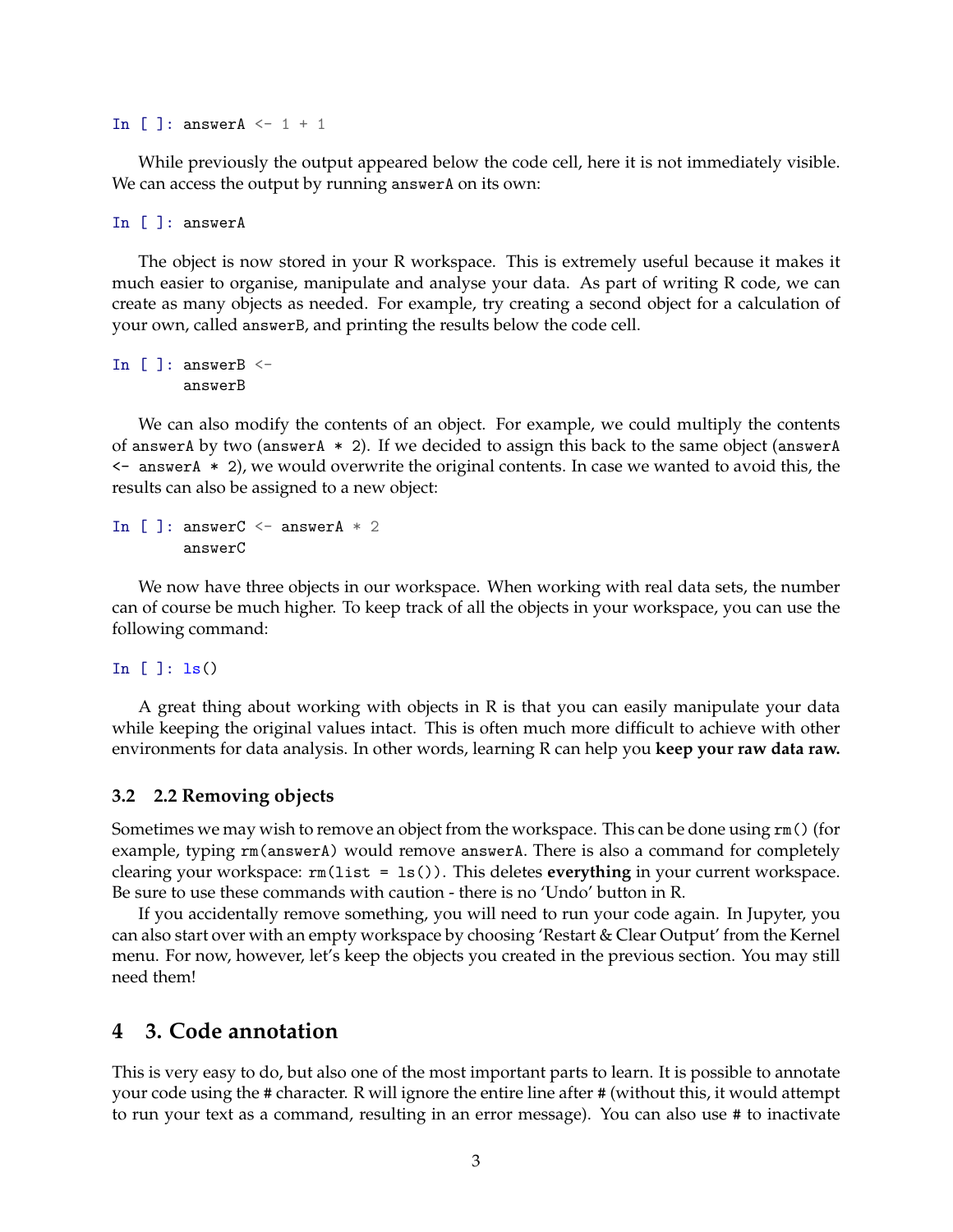```
In [ ]: answerA <- 1 + 1
```

While previously the output appeared below the code cell, here it is not immediately visible. We can access the output by running `answerA` on its own:

```
In [ ]: answerA
```

The object is now stored in your R workspace. This is extremely useful because it makes it much easier to organise, manipulate and analyse your data. As part of writing R code, we can create as many objects as needed. For example, try creating a second object for a calculation of your own, called `answerB`, and printing the results below the code cell.

```
In [ ]: answerB <-
        answerB
```

We can also modify the contents of an object. For example, we could multiply the contents of `answerA` by two (`answerA * 2`). If we decided to assign this back to the same object (`answerA <- answerA * 2`), we would overwrite the original contents. In case we wanted to avoid this, the results can also be assigned to a new object:

```
In [ ]: answerC <- answerA * 2
        answerC
```

We now have three objects in our workspace. When working with real data sets, the number can of course be much higher. To keep track of all the objects in your workspace, you can use the following command:

```
In [ ]: ls()
```

A great thing about working with objects in R is that you can easily manipulate your data while keeping the original values intact. This is often much more difficult to achieve with other environments for data analysis. In other words, learning R can help you **keep your raw data raw.**

### 3.2 2.2 Removing objects

Sometimes we may wish to remove an object from the workspace. This can be done using `rm()` (for example, typing `rm(answerA)` would remove `answerA`. There is also a command for completely clearing your workspace: `rm(list = ls())`. This deletes **everything** in your current workspace. Be sure to use these commands with caution - there is no 'Undo' button in R.

If you accidentally remove something, you will need to run your code again. In Jupyter, you can also start over with an empty workspace by choosing 'Restart & Clear Output' from the Kernel menu. For now, however, let's keep the objects you created in the previous section. You may still need them!

## 4 3. Code annotation

This is very easy to do, but also one of the most important parts to learn. It is possible to annotate your code using the # character. R will ignore the entire line after # (without this, it would attempt to run your text as a command, resulting in an error message). You can also use # to inactivate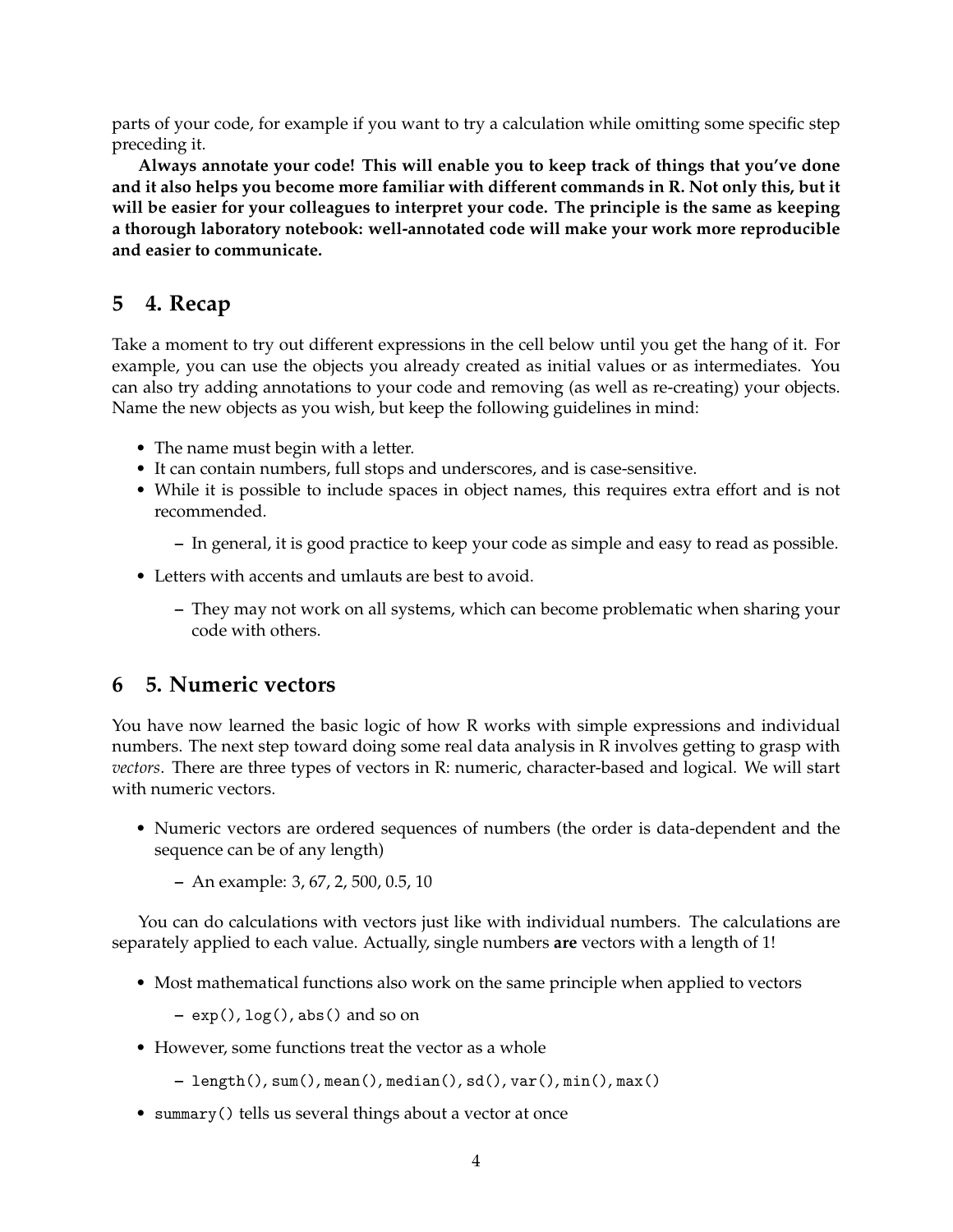parts of your code, for example if you want to try a calculation while omitting some specific step preceding it.

**Always annotate your code! This will enable you to keep track of things that you've done and it also helps you become more familiar with different commands in R. Not only this, but it will be easier for your colleagues to interpret your code. The principle is the same as keeping a thorough laboratory notebook: well-annotated code will make your work more reproducible and easier to communicate.**

## 5 4. Recap

Take a moment to try out different expressions in the cell below until you get the hang of it. For example, you can use the objects you already created as initial values or as intermediates. You can also try adding annotations to your code and removing (as well as re-creating) your objects. Name the new objects as you wish, but keep the following guidelines in mind:

- The name must begin with a letter.
- It can contain numbers, full stops and underscores, and is case-sensitive.
- While it is possible to include spaces in object names, this requires extra effort and is not recommended.
  - In general, it is good practice to keep your code as simple and easy to read as possible.
- Letters with accents and umlauts are best to avoid.
  - They may not work on all systems, which can become problematic when sharing your code with others.

## 6 5. Numeric vectors

You have now learned the basic logic of how R works with simple expressions and individual numbers. The next step toward doing some real data analysis in R involves getting to grasp with *vectors*. There are three types of vectors in R: numeric, character-based and logical. We will start with numeric vectors.

- Numeric vectors are ordered sequences of numbers (the order is data-dependent and the sequence can be of any length)
  - An example: 3, 67, 2, 500, 0.5, 10

You can do calculations with vectors just like with individual numbers. The calculations are separately applied to each value. Actually, single numbers **are** vectors with a length of 1!

- Most mathematical functions also work on the same principle when applied to vectors
  - `exp()`, `log()`, `abs()` and so on
- However, some functions treat the vector as a whole
  - `length()`, `sum()`, `mean()`, `median()`, `sd()`, `var()`, `min()`, `max()`
- `summary()` tells us several things about a vector at once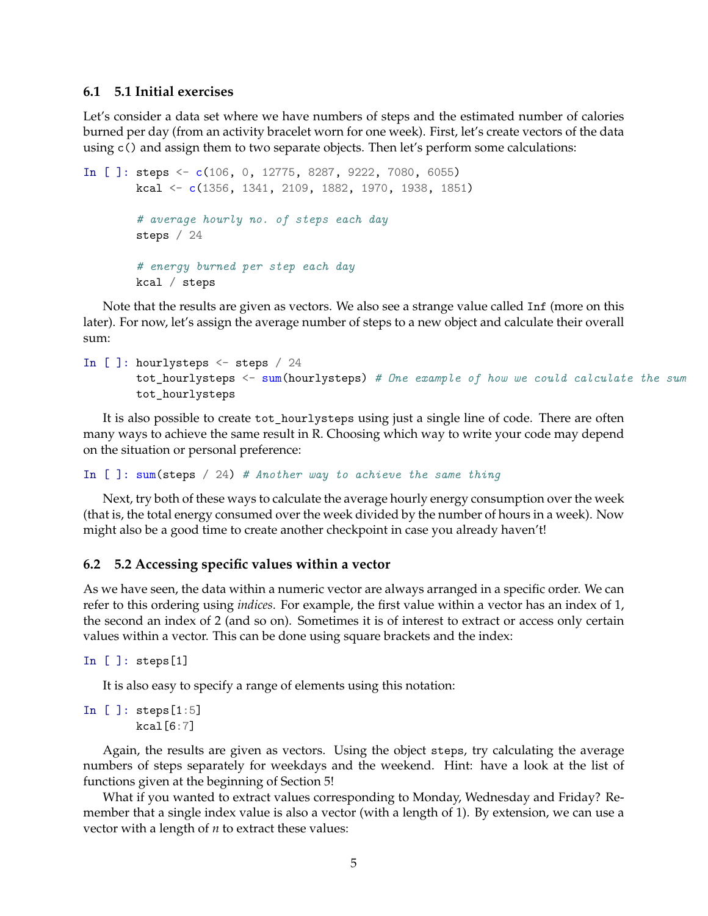### 6.1 5.1 Initial exercises

Let's consider a data set where we have numbers of steps and the estimated number of calories burned per day (from an activity bracelet worn for one week). First, let's create vectors of the data using `c()` and assign them to two separate objects. Then let's perform some calculations:

```
In [ ]: steps <- c(106, 0, 12775, 8287, 9222, 7080, 6055)
        kcal <- c(1356, 1341, 2109, 1882, 1970, 1938, 1851)

        # average hourly no. of steps each day
        steps / 24

        # energy burned per step each day
        kcal / steps
```

Note that the results are given as vectors. We also see a strange value called `Inf` (more on this later). For now, let's assign the average number of steps to a new object and calculate their overall sum:

```
In [ ]: hourlysteps <- steps / 24
        tot_hourlysteps <- sum(hourlysteps) # One example of how we could calculate the sum
        tot_hourlysteps
```

It is also possible to create `tot_hourlysteps` using just a single line of code. There are often many ways to achieve the same result in R. Choosing which way to write your code may depend on the situation or personal preference:

```
In [ ]: sum(steps / 24) # Another way to achieve the same thing
```

Next, try both of these ways to calculate the average hourly energy consumption over the week (that is, the total energy consumed over the week divided by the number of hours in a week). Now might also be a good time to create another checkpoint in case you already haven't!

### 6.2 5.2 Accessing specific values within a vector

As we have seen, the data within a numeric vector are always arranged in a specific order. We can refer to this ordering using *indices*. For example, the first value within a vector has an index of 1, the second an index of 2 (and so on). Sometimes it is of interest to extract or access only certain values within a vector. This can be done using square brackets and the index:

```
In [ ]: steps[1]
```

It is also easy to specify a range of elements using this notation:

```
In [ ]: steps[1:5]
        kcal[6:7]
```

Again, the results are given as vectors. Using the object `steps`, try calculating the average numbers of steps separately for weekdays and the weekend. Hint: have a look at the list of functions given at the beginning of Section 5!

What if you wanted to extract values corresponding to Monday, Wednesday and Friday? Remember that a single index value is also a vector (with a length of 1). By extension, we can use a vector with a length of *n* to extract these values: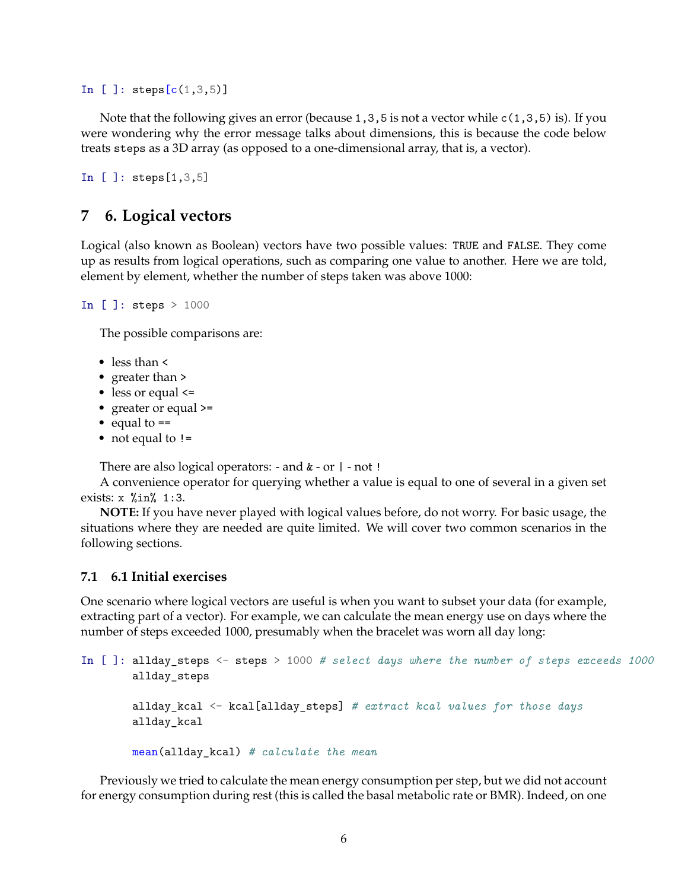```
In [ ]: steps[c(1,3,5)]
```

Note that the following gives an error (because `1,3,5` is not a vector while `c(1,3,5)` is). If you were wondering why the error message talks about dimensions, this is because the code below treats `steps` as a 3D array (as opposed to a one-dimensional array, that is, a vector).

```
In [ ]: steps[1,3,5]
```

# 7 6. Logical vectors

Logical (also known as Boolean) vectors have two possible values: `TRUE` and `FALSE`. They come up as results from logical operations, such as comparing one value to another. Here we are told, element by element, whether the number of steps taken was above 1000:

```
In [ ]: steps > 1000
```

The possible comparisons are:

- less than `<`
- greater than `>`
- less or equal `<=`
- greater or equal `>=`
- equal to `==`
- not equal to `!=`

There are also logical operators: - and `&` - or `|` - not `!`

A convenience operator for querying whether a value is equal to one of several in a given set exists: `x %in% 1:3`.

**NOTE:** If you have never played with logical values before, do not worry. For basic usage, the situations where they are needed are quite limited. We will cover two common scenarios in the following sections.

## 7.1 6.1 Initial exercises

One scenario where logical vectors are useful is when you want to subset your data (for example, extracting part of a vector). For example, we can calculate the mean energy use on days where the number of steps exceeded 1000, presumably when the bracelet was worn all day long:

```
In [ ]: allday_steps <- steps > 1000 # select days where the number of steps exceeds 1000
        allday_steps

        allday_kcal <- kcal[allday_steps] # extract kcal values for those days
        allday_kcal

        mean(allday_kcal) # calculate the mean
```

Previously we tried to calculate the mean energy consumption per step, but we did not account for energy consumption during rest (this is called the basal metabolic rate or BMR). Indeed, on one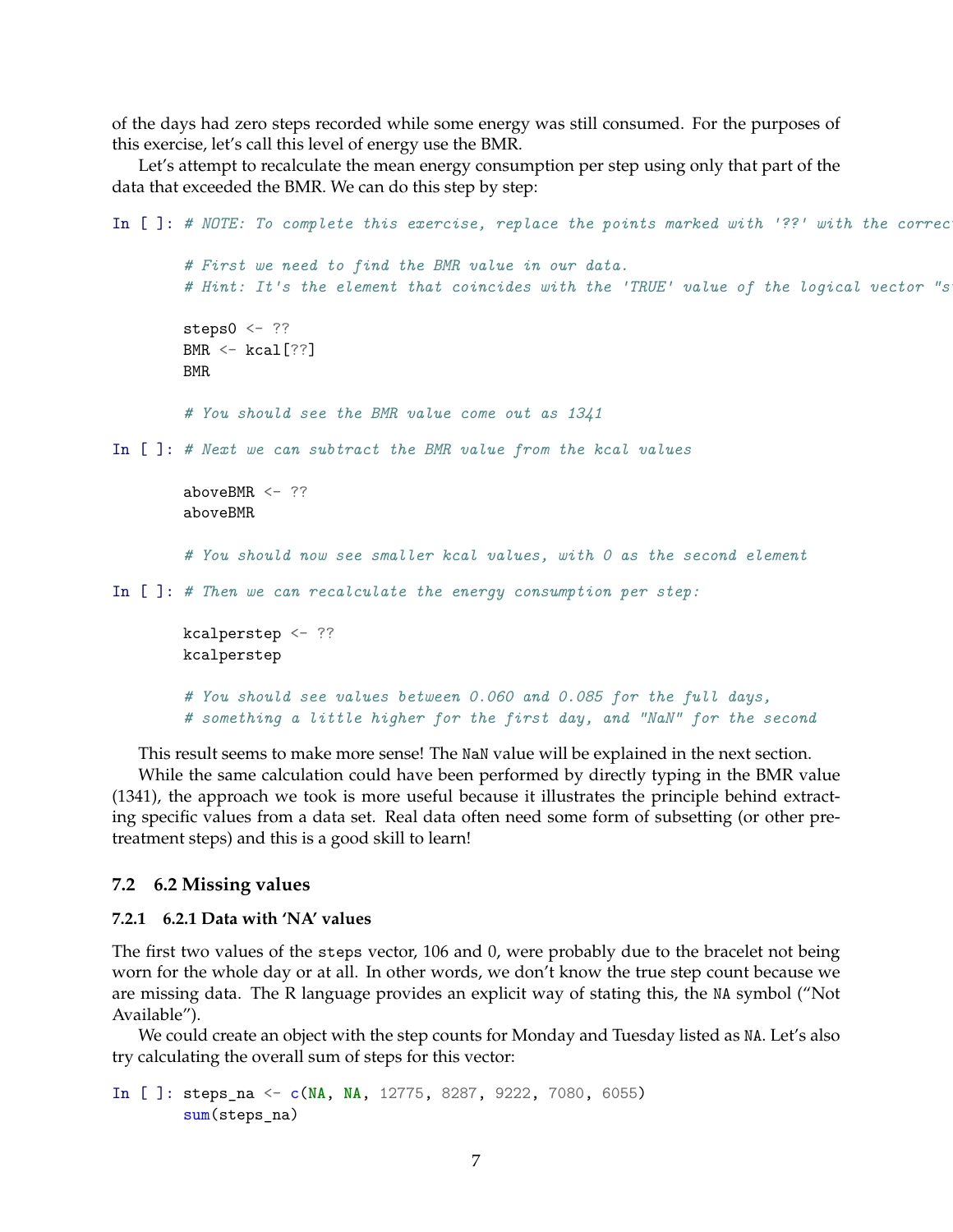of the days had zero steps recorded while some energy was still consumed. For the purposes of this exercise, let's call this level of energy use the BMR.

Let's attempt to recalculate the mean energy consumption per step using only that part of the data that exceeded the BMR. We can do this step by step:

```
In [ ]: # NOTE: To complete this exercise, replace the points marked with '??' with the correc

        # First we need to find the BMR value in our data.
        # Hint: It's the element that coincides with the 'TRUE' value of the logical vector "s

        steps0 <- ??
        BMR <- kcal[??]
        BMR

        # You should see the BMR value come out as 1341
```

```
In [ ]: # Next we can subtract the BMR value from the kcal values

        aboveBMR <- ??
        aboveBMR

        # You should now see smaller kcal values, with 0 as the second element
```

```
In [ ]: # Then we can recalculate the energy consumption per step:

        kcalperstep <- ??
        kcalperstep

        # You should see values between 0.060 and 0.085 for the full days,
        # something a little higher for the first day, and "NaN" for the second
```

This result seems to make more sense! The NaN value will be explained in the next section.

While the same calculation could have been performed by directly typing in the BMR value (1341), the approach we took is more useful because it illustrates the principle behind extracting specific values from a data set. Real data often need some form of subsetting (or other pretreatment steps) and this is a good skill to learn!

## 7.2 6.2 Missing values

### 7.2.1 6.2.1 Data with 'NA' values

The first two values of the steps vector, 106 and 0, were probably due to the bracelet not being worn for the whole day or at all. In other words, we don't know the true step count because we are missing data. The R language provides an explicit way of stating this, the NA symbol ("Not Available").

We could create an object with the step counts for Monday and Tuesday listed as NA. Let's also try calculating the overall sum of steps for this vector:

```
In [ ]: steps_na <- c(NA, NA, 12775, 8287, 9222, 7080, 6055)
        sum(steps_na)
```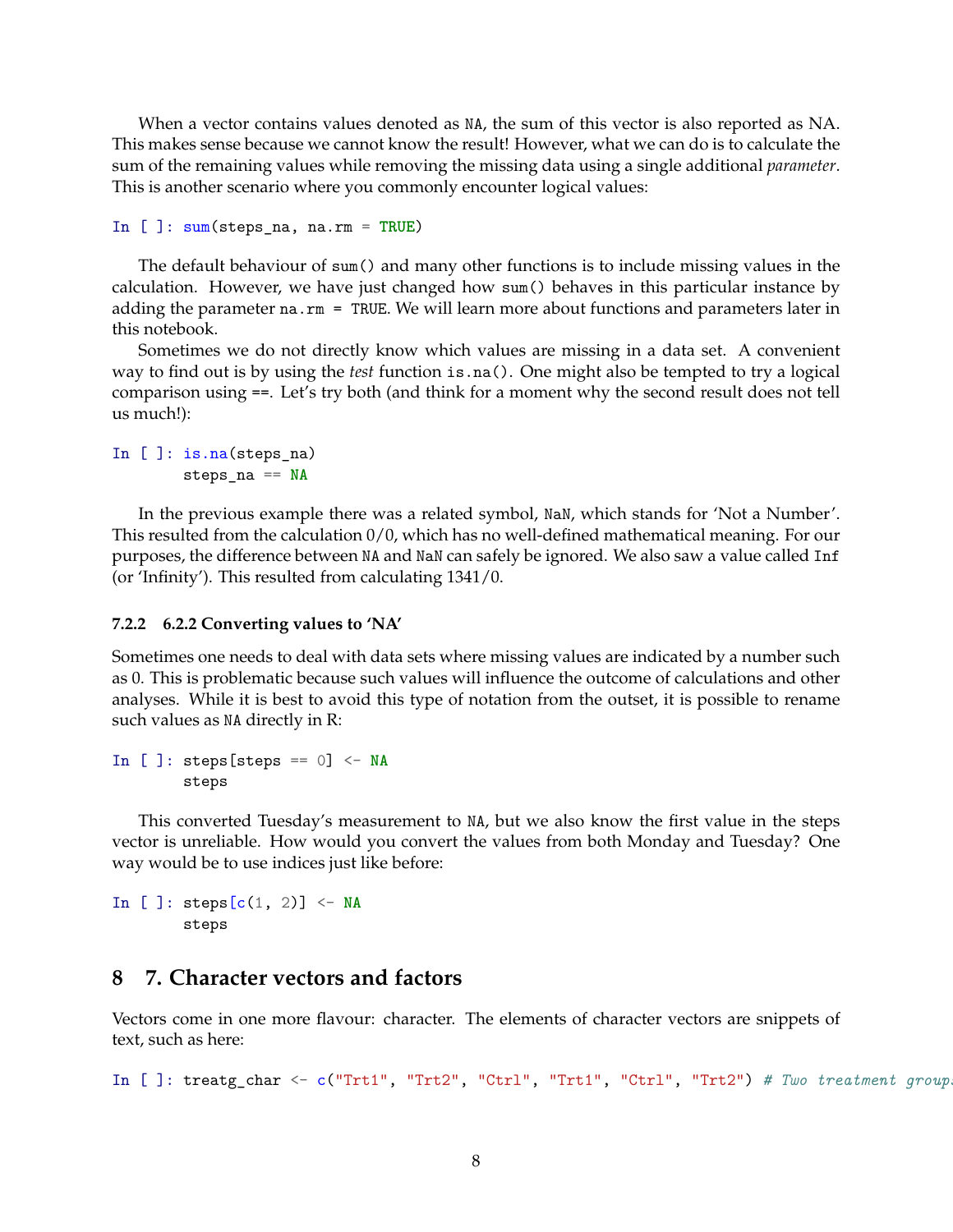When a vector contains values denoted as `NA`, the sum of this vector is also reported as NA. This makes sense because we cannot know the result! However, what we can do is to calculate the sum of the remaining values while removing the missing data using a single additional *parameter*. This is another scenario where you commonly encounter logical values:

```
In [ ]: sum(steps_na, na.rm = TRUE)
```

The default behaviour of `sum()` and many other functions is to include missing values in the calculation. However, we have just changed how `sum()` behaves in this particular instance by adding the parameter `na.rm = TRUE`. We will learn more about functions and parameters later in this notebook.

Sometimes we do not directly know which values are missing in a data set. A convenient way to find out is by using the *test* function `is.na()`. One might also be tempted to try a logical comparison using `==`. Let's try both (and think for a moment why the second result does not tell us much!):

```
In [ ]: is.na(steps_na)
        steps_na == NA
```

In the previous example there was a related symbol, `NaN`, which stands for 'Not a Number'. This resulted from the calculation 0/0, which has no well-defined mathematical meaning. For our purposes, the difference between `NA` and `NaN` can safely be ignored. We also saw a value called `Inf` (or 'Infinity'). This resulted from calculating 1341/0.

### 7.2.2 6.2.2 Converting values to 'NA'

Sometimes one needs to deal with data sets where missing values are indicated by a number such as 0. This is problematic because such values will influence the outcome of calculations and other analyses. While it is best to avoid this type of notation from the outset, it is possible to rename such values as `NA` directly in R:

```
In [ ]: steps[steps == 0] <- NA
        steps
```

This converted Tuesday's measurement to `NA`, but we also know the first value in the steps vector is unreliable. How would you convert the values from both Monday and Tuesday? One way would be to use indices just like before:

```
In [ ]: steps[c(1, 2)] <- NA
        steps
```

# 8 7. Character vectors and factors

Vectors come in one more flavour: character. The elements of character vectors are snippets of text, such as here:

```
In [ ]: treatg_char <- c("Trt1", "Trt2", "Ctrl", "Trt1", "Ctrl", "Trt2") # Two treatment group
```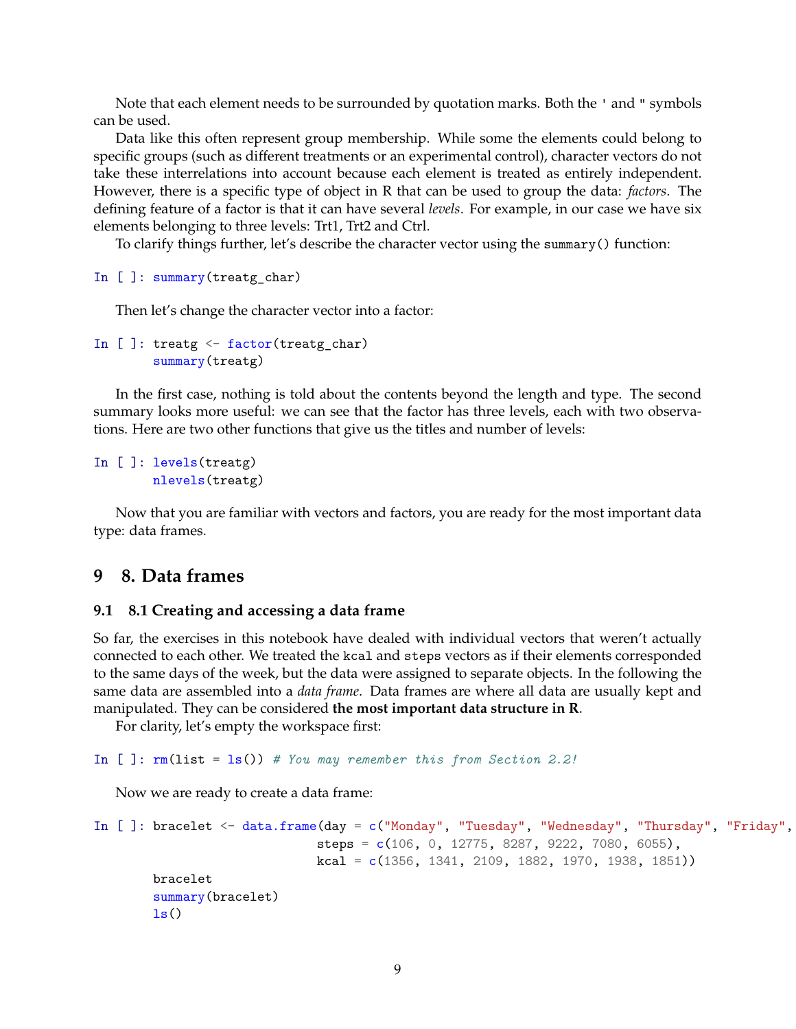Note that each element needs to be surrounded by quotation marks. Both the ' and " symbols can be used.

Data like this often represent group membership. While some the elements could belong to specific groups (such as different treatments or an experimental control), character vectors do not take these interrelations into account because each element is treated as entirely independent. However, there is a specific type of object in R that can be used to group the data: *factors*. The defining feature of a factor is that it can have several *levels*. For example, in our case we have six elements belonging to three levels: Trt1, Trt2 and Ctrl.

To clarify things further, let's describe the character vector using the `summary()` function:

```
In [ ]: summary(treatg_char)
```

Then let's change the character vector into a factor:

```
In [ ]: treatg <- factor(treatg_char)
        summary(treatg)
```

In the first case, nothing is told about the contents beyond the length and type. The second summary looks more useful: we can see that the factor has three levels, each with two observations. Here are two other functions that give us the titles and number of levels:

```
In [ ]: levels(treatg)
        nlevels(treatg)
```

Now that you are familiar with vectors and factors, you are ready for the most important data type: data frames.

# 9 8. Data frames

## 9.1 8.1 Creating and accessing a data frame

So far, the exercises in this notebook have dealt with individual vectors that weren't actually connected to each other. We treated the `kcal` and `steps` vectors as if their elements corresponded to the same days of the week, but the data were assigned to separate objects. In the following the same data are assembled into a *data frame*. Data frames are where all data are usually kept and manipulated. They can be considered **the most important data structure in R**.

For clarity, let's empty the workspace first:

```
In [ ]: rm(list = ls()) # You may remember this from Section 2.2!
```

Now we are ready to create a data frame:

```
In [ ]: bracelet <- data.frame(day = c("Monday", "Tuesday", "Wednesday", "Thursday", "Friday",
                               steps = c(106, 0, 12775, 8287, 9222, 7080, 6055),
                               kcal = c(1356, 1341, 2109, 1882, 1970, 1938, 1851))
        bracelet
        summary(bracelet)
        ls()
```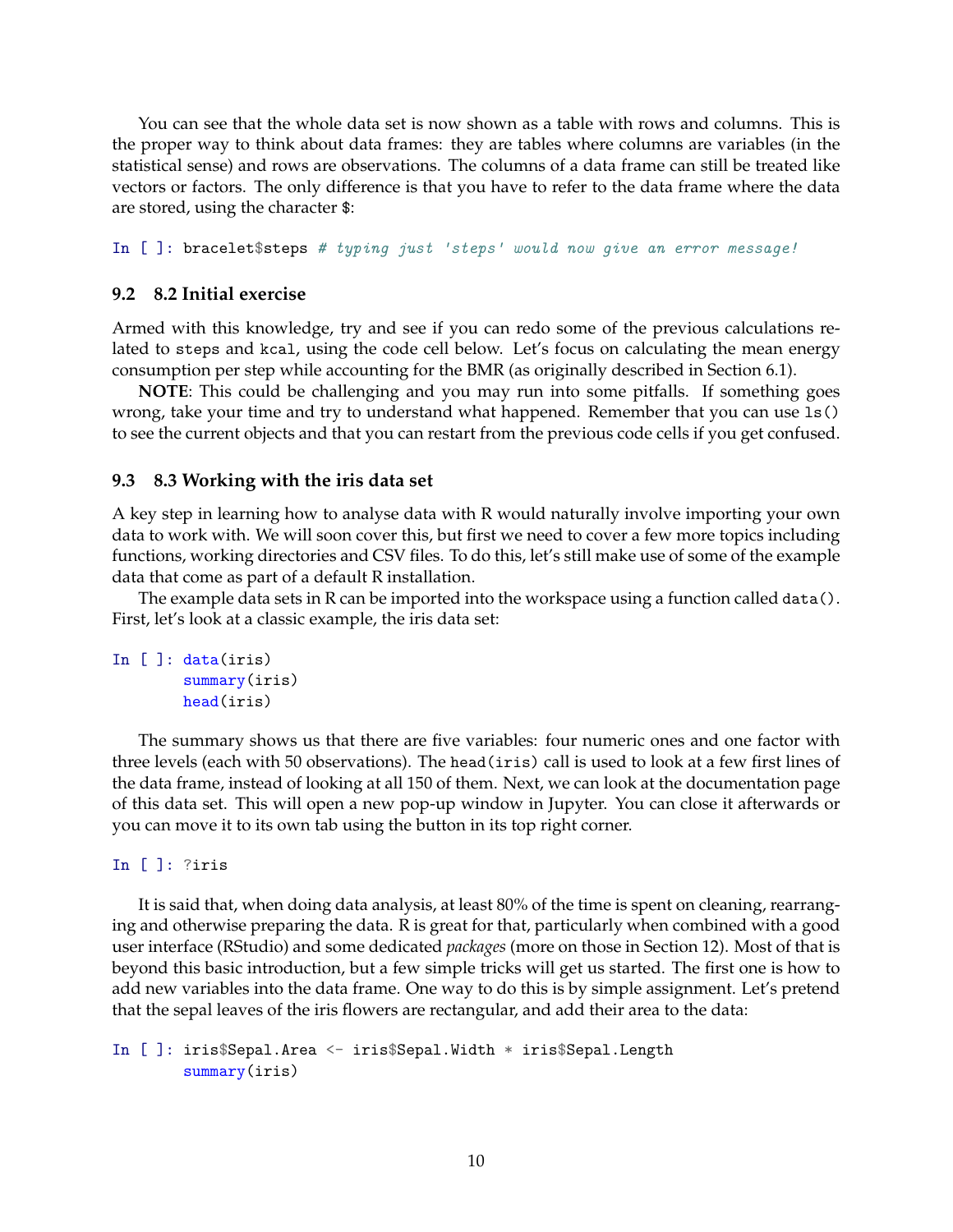You can see that the whole data set is now shown as a table with rows and columns. This is the proper way to think about data frames: they are tables where columns are variables (in the statistical sense) and rows are observations. The columns of a data frame can still be treated like vectors or factors. The only difference is that you have to refer to the data frame where the data are stored, using the character `$`:

```
In [ ]: bracelet$steps # typing just 'steps' would now give an error message!
```

### 9.2 8.2 Initial exercise

Armed with this knowledge, try and see if you can redo some of the previous calculations related to `steps` and `kcal`, using the code cell below. Let's focus on calculating the mean energy consumption per step while accounting for the BMR (as originally described in Section 6.1).

**NOTE**: This could be challenging and you may run into some pitfalls. If something goes wrong, take your time and try to understand what happened. Remember that you can use `ls()` to see the current objects and that you can restart from the previous code cells if you get confused.

### 9.3 8.3 Working with the iris data set

A key step in learning how to analyse data with R would naturally involve importing your own data to work with. We will soon cover this, but first we need to cover a few more topics including functions, working directories and CSV files. To do this, let's still make use of some of the example data that come as part of a default R installation.

The example data sets in R can be imported into the workspace using a function called `data()`. First, let's look at a classic example, the iris data set:

```
In [ ]: data(iris)
        summary(iris)
        head(iris)
```

The summary shows us that there are five variables: four numeric ones and one factor with three levels (each with 50 observations). The `head(iris)` call is used to look at a few first lines of the data frame, instead of looking at all 150 of them. Next, we can look at the documentation page of this data set. This will open a new pop-up window in Jupyter. You can close it afterwards or you can move it to its own tab using the button in its top right corner.

```
In [ ]: ?iris
```

It is said that, when doing data analysis, at least 80% of the time is spent on cleaning, rearranging and otherwise preparing the data. R is great for that, particularly when combined with a good user interface (RStudio) and some dedicated *packages* (more on those in Section 12). Most of that is beyond this basic introduction, but a few simple tricks will get us started. The first one is how to add new variables into the data frame. One way to do this is by simple assignment. Let's pretend that the sepal leaves of the iris flowers are rectangular, and add their area to the data:

```
In [ ]: iris$Sepal.Area <- iris$Sepal.Width * iris$Sepal.Length
        summary(iris)
```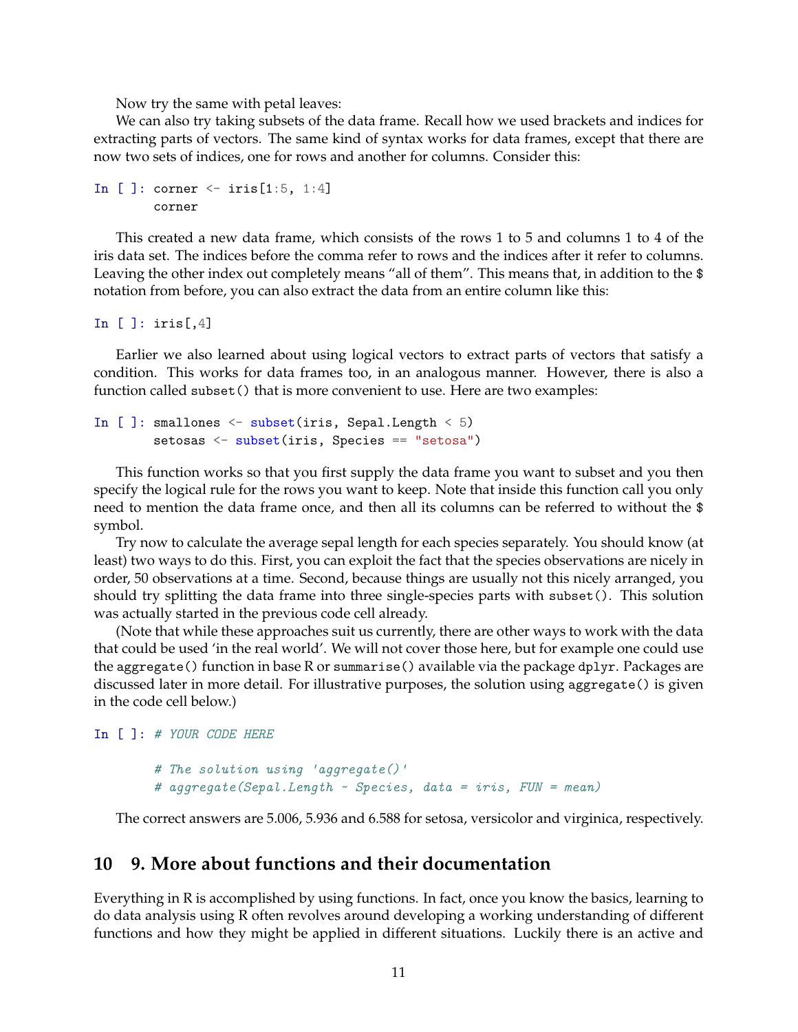Now try the same with petal leaves:

We can also try taking subsets of the data frame. Recall how we used brackets and indices for extracting parts of vectors. The same kind of syntax works for data frames, except that there are now two sets of indices, one for rows and another for columns. Consider this:

```
In [ ]: corner <- iris[1:5, 1:4]
        corner
```

This created a new data frame, which consists of the rows 1 to 5 and columns 1 to 4 of the iris data set. The indices before the comma refer to rows and the indices after it refer to columns. Leaving the other index out completely means "all of them". This means that, in addition to the $ notation from before, you can also extract the data from an entire column like this:

```
In [ ]: iris[,4]
```

Earlier we also learned about using logical vectors to extract parts of vectors that satisfy a condition. This works for data frames too, in an analogous manner. However, there is also a function called `subset()` that is more convenient to use. Here are two examples:

```
In [ ]: smallones <- subset(iris, Sepal.Length < 5)
        setosas <- subset(iris, Species == "setosa")
```

This function works so that you first supply the data frame you want to subset and you then specify the logical rule for the rows you want to keep. Note that inside this function call you only need to mention the data frame once, and then all its columns can be referred to without the $ symbol.

Try now to calculate the average sepal length for each species separately. You should know (at least) two ways to do this. First, you can exploit the fact that the species observations are nicely in order, 50 observations at a time. Second, because things are usually not this nicely arranged, you should try splitting the data frame into three single-species parts with `subset()`. This solution was actually started in the previous code cell already.

(Note that while these approaches suit us currently, there are other ways to work with the data that could be used 'in the real world'. We will not cover those here, but for example one could use the `aggregate()` function in base R or `summarise()` available via the package `dplyr`. Packages are discussed later in more detail. For illustrative purposes, the solution using `aggregate()` is given in the code cell below.)

```
In [ ]: # YOUR CODE HERE

        # The solution using 'aggregate()'
        # aggregate(Sepal.Length ~ Species, data = iris, FUN = mean)
```

The correct answers are 5.006, 5.936 and 6.588 for setosa, versicolor and virginica, respectively.

## 10 9. More about functions and their documentation

Everything in R is accomplished by using functions. In fact, once you know the basics, learning to do data analysis using R often revolves around developing a working understanding of different functions and how they might be applied in different situations. Luckily there is an active and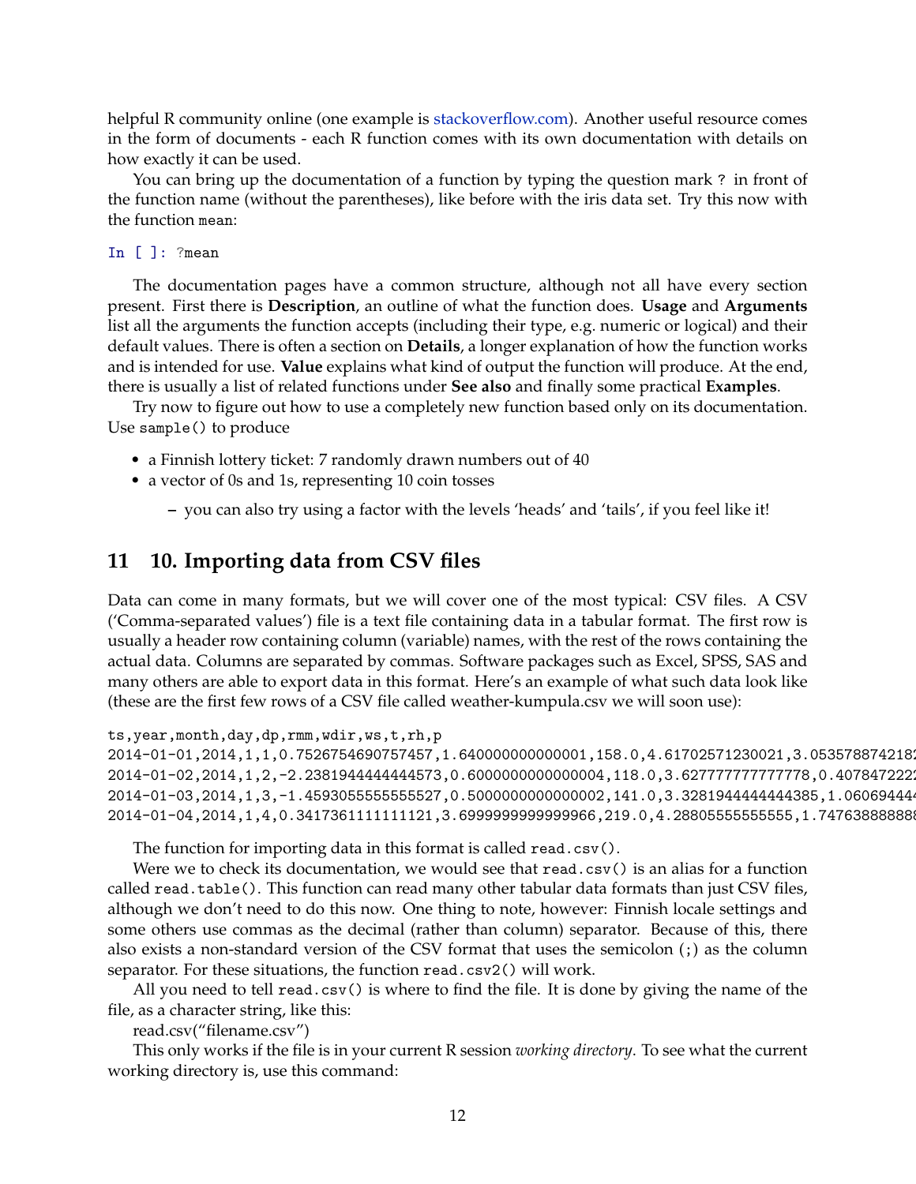helpful R community online (one example is stackoverflow.com). Another useful resource comes in the form of documents - each R function comes with its own documentation with details on how exactly it can be used.

You can bring up the documentation of a function by typing the question mark `?` in front of the function name (without the parentheses), like before with the iris data set. Try this now with the function `mean`:

```
In [ ]: ?mean
```

The documentation pages have a common structure, although not all have every section present. First there is **Description**, an outline of what the function does. **Usage** and **Arguments** list all the arguments the function accepts (including their type, e.g. numeric or logical) and their default values. There is often a section on **Details**, a longer explanation of how the function works and is intended for use. **Value** explains what kind of output the function will produce. At the end, there is usually a list of related functions under **See also** and finally some practical **Examples**.

Try now to figure out how to use a completely new function based only on its documentation. Use `sample()` to produce

- a Finnish lottery ticket: 7 randomly drawn numbers out of 40
- a vector of 0s and 1s, representing 10 coin tosses
  - you can also try using a factor with the levels 'heads' and 'tails', if you feel like it!

# 11 10. Importing data from CSV files

Data can come in many formats, but we will cover one of the most typical: CSV files. A CSV ('Comma-separated values') file is a text file containing data in a tabular format. The first row is usually a header row containing column (variable) names, with the rest of the rows containing the actual data. Columns are separated by commas. Software packages such as Excel, SPSS, SAS and many others are able to export data in this format. Here's an example of what such data look like (these are the first few rows of a CSV file called weather-kumpula.csv we will soon use):

```
ts,year,month,day,dp,rmm,wdir,ws,t,rh,p
2014-01-01,2014,1,1,0.7526754690757457,1.640000000000001,158.0,4.61702571230021,3.053578874218
2014-01-02,2014,1,2,-2.2381944444444573,0.6000000000000004,118.0,3.627777777777778,0.407847222
2014-01-03,2014,1,3,-1.4593055555555527,0.5000000000000002,141.0,3.3281944444444385,1.06069444
2014-01-04,2014,1,4,0.3417361111111121,3.6999999999999966,219.0,4.28805555555555,1.74763888888
```

The function for importing data in this format is called `read.csv()`.

Were we to check its documentation, we would see that `read.csv()` is an alias for a function called `read.table()`. This function can read many other tabular data formats than just CSV files, although we don't need to do this now. One thing to note, however: Finnish locale settings and some others use commas as the decimal (rather than column) separator. Because of this, there also exists a non-standard version of the CSV format that uses the semicolon (;) as the column separator. For these situations, the function `read.csv2()` will work.

All you need to tell `read.csv()` is where to find the file. It is done by giving the name of the file, as a character string, like this:

read.csv("filename.csv")

This only works if the file is in your current R session *working directory*. To see what the current working directory is, use this command: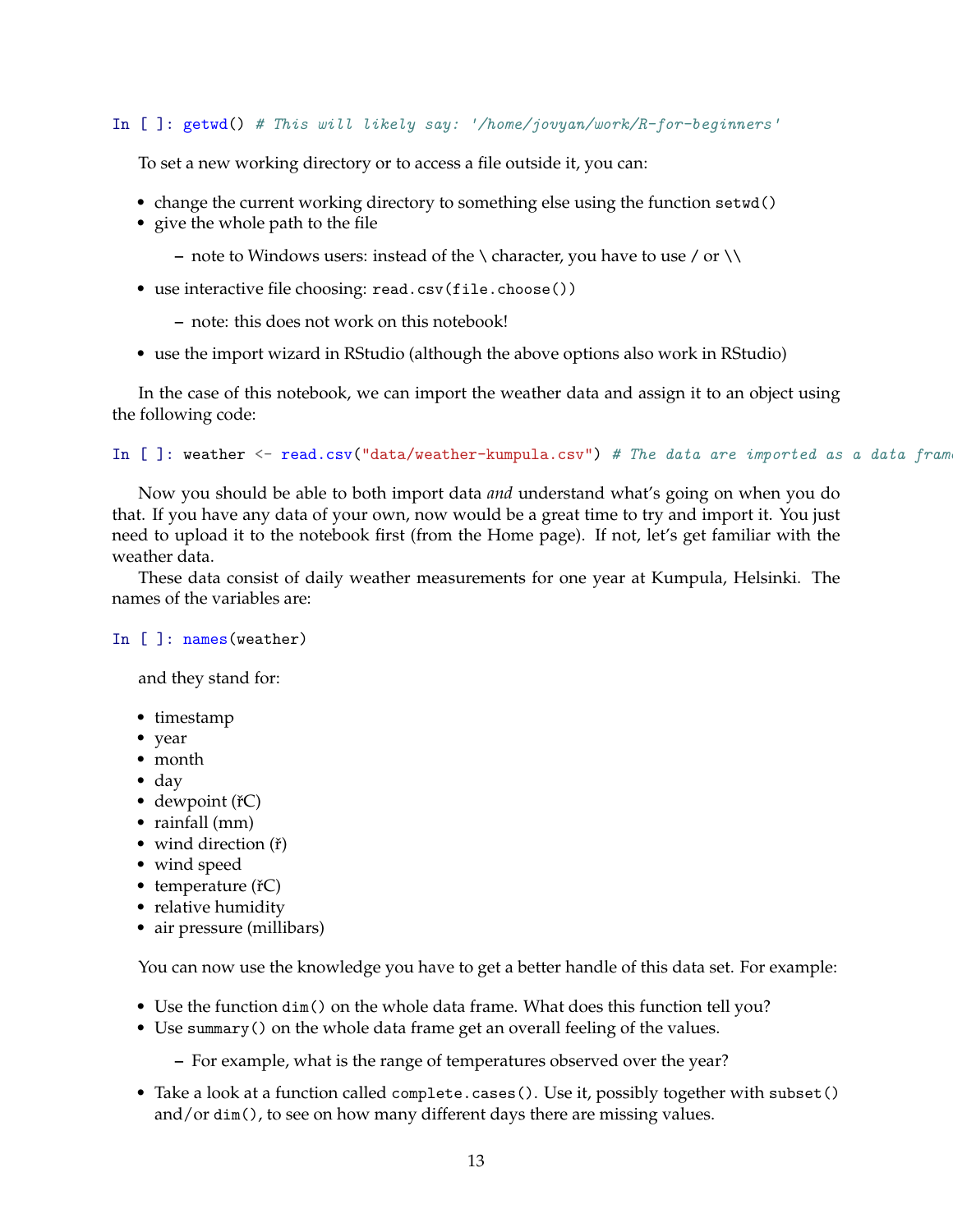```
In [ ]: getwd() # This will likely say: '/home/jovyan/work/R-for-beginners'
```

To set a new working directory or to access a file outside it, you can:

- change the current working directory to something else using the function `setwd()`
- give the whole path to the file
  - note to Windows users: instead of the \ character, you have to use / or \\
- use interactive file choosing: `read.csv(file.choose())`
  - note: this does not work on this notebook!
- use the import wizard in RStudio (although the above options also work in RStudio)

In the case of this notebook, we can import the weather data and assign it to an object using the following code:

```
In [ ]: weather <- read.csv("data/weather-kumpula.csv") # The data are imported as a data frame
```

Now you should be able to both import data *and* understand what's going on when you do that. If you have any data of your own, now would be a great time to try and import it. You just need to upload it to the notebook first (from the Home page). If not, let's get familiar with the weather data.

These data consist of daily weather measurements for one year at Kumpula, Helsinki. The names of the variables are:

```
In [ ]: names(weather)
```

and they stand for:

- timestamp
- year
- month
- day
- dewpoint (řC)
- rainfall (mm)
- wind direction (ř)
- wind speed
- temperature (řC)
- relative humidity
- air pressure (millibars)

You can now use the knowledge you have to get a better handle of this data set. For example:

- Use the function `dim()` on the whole data frame. What does this function tell you?
- Use `summary()` on the whole data frame get an overall feeling of the values.
  - For example, what is the range of temperatures observed over the year?
- Take a look at a function called `complete.cases()`. Use it, possibly together with `subset()` and/or `dim()`, to see on how many different days there are missing values.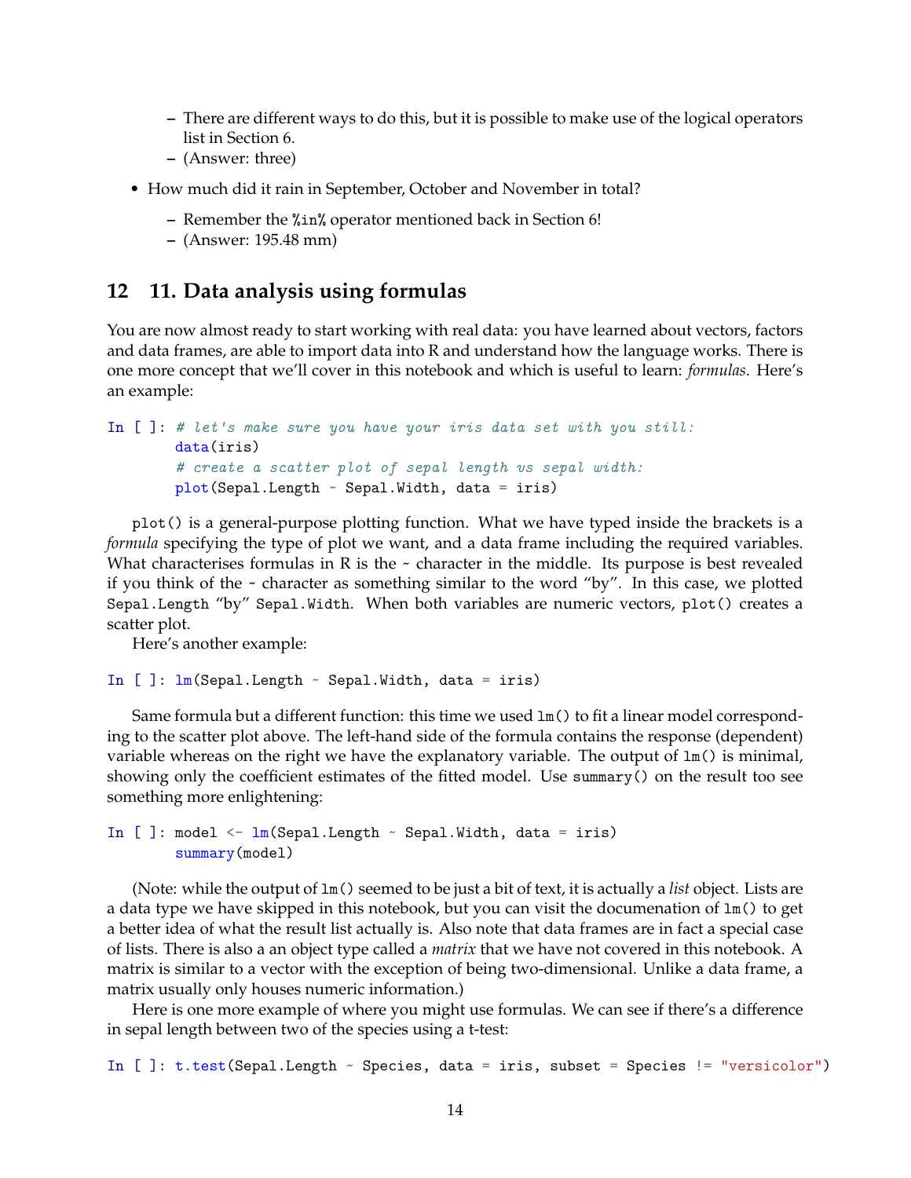- There are different ways to do this, but it is possible to make use of the logical operators list in Section 6.
  - (Answer: three)

- How much did it rain in September, October and November in total?
  - Remember the %in% operator mentioned back in Section 6!
  - (Answer: 195.48 mm)

## 12 11. Data analysis using formulas

You are now almost ready to start working with real data: you have learned about vectors, factors and data frames, are able to import data into R and understand how the language works. There is one more concept that we'll cover in this notebook and which is useful to learn: *formulas*. Here's an example:

```
In [ ]: # let's make sure you have your iris data set with you still:
        data(iris)
        # create a scatter plot of sepal length vs sepal width:
        plot(Sepal.Length ~ Sepal.Width, data = iris)
```

`plot()` is a general-purpose plotting function. What we have typed inside the brackets is a *formula* specifying the type of plot we want, and a data frame including the required variables. What characterises formulas in R is the ~ character in the middle. Its purpose is best revealed if you think of the ~ character as something similar to the word "by". In this case, we plotted `Sepal.Length` "by" `Sepal.Width`. When both variables are numeric vectors, `plot()` creates a scatter plot.

Here's another example:

```
In [ ]: lm(Sepal.Length ~ Sepal.Width, data = iris)
```

Same formula but a different function: this time we used `lm()` to fit a linear model corresponding to the scatter plot above. The left-hand side of the formula contains the response (dependent) variable whereas on the right we have the explanatory variable. The output of `lm()` is minimal, showing only the coefficient estimates of the fitted model. Use `summary()` on the result too see something more enlightening:

```
In [ ]: model <- lm(Sepal.Length ~ Sepal.Width, data = iris)
        summary(model)
```

(Note: while the output of `lm()` seemed to be just a bit of text, it is actually a *list* object. Lists are a data type we have skipped in this notebook, but you can visit the documenation of `lm()` to get a better idea of what the result list actually is. Also note that data frames are in fact a special case of lists. There is also a an object type called a *matrix* that we have not covered in this notebook. A matrix is similar to a vector with the exception of being two-dimensional. Unlike a data frame, a matrix usually only houses numeric information.)

Here is one more example of where you might use formulas. We can see if there's a difference in sepal length between two of the species using a t-test:

```
In [ ]: t.test(Sepal.Length ~ Species, data = iris, subset = Species != "versicolor")
```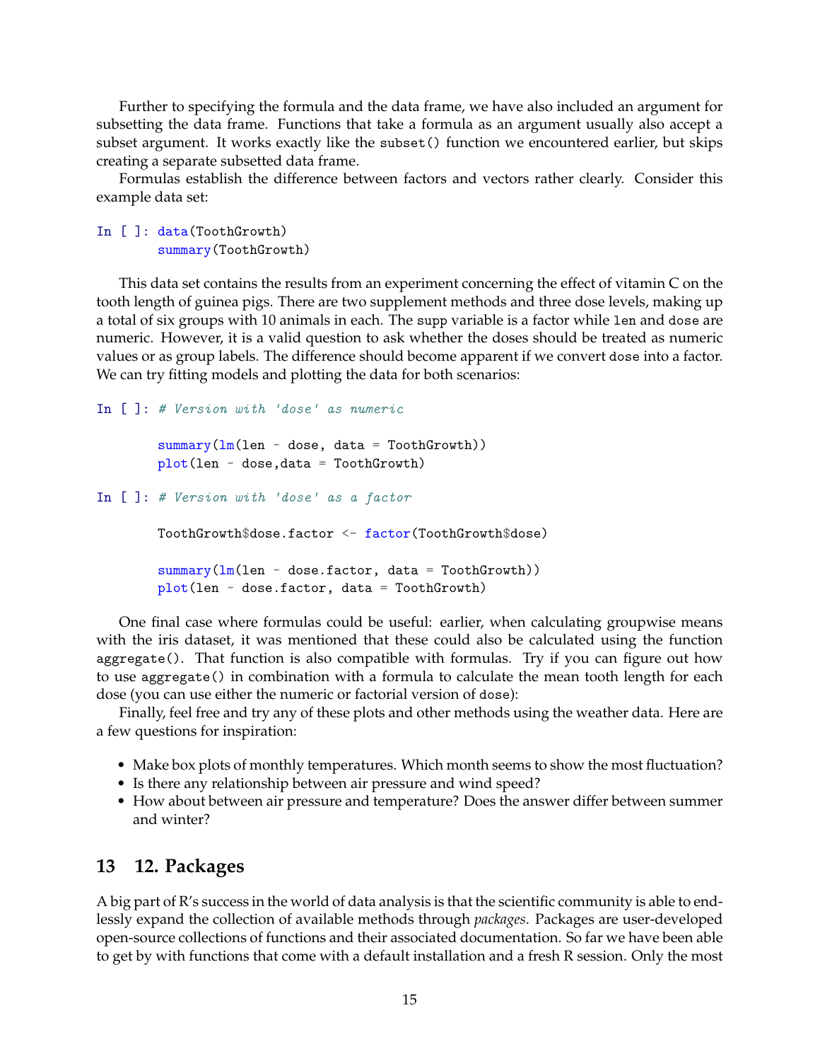Further to specifying the formula and the data frame, we have also included an argument for subsetting the data frame. Functions that take a formula as an argument usually also accept a subset argument. It works exactly like the `subset()` function we encountered earlier, but skips creating a separate subsetted data frame.

Formulas establish the difference between factors and vectors rather clearly. Consider this example data set:

```
In [ ]: data(ToothGrowth)
        summary(ToothGrowth)
```

This data set contains the results from an experiment concerning the effect of vitamin C on the tooth length of guinea pigs. There are two supplement methods and three dose levels, making up a total of six groups with 10 animals in each. The `supp` variable is a factor while `len` and `dose` are numeric. However, it is a valid question to ask whether the doses should be treated as numeric values or as group labels. The difference should become apparent if we convert `dose` into a factor. We can try fitting models and plotting the data for both scenarios:

```
In [ ]: # Version with 'dose' as numeric

        summary(lm(len ~ dose, data = ToothGrowth))
        plot(len ~ dose,data = ToothGrowth)
```

```
In [ ]: # Version with 'dose' as a factor

        ToothGrowth$dose.factor <- factor(ToothGrowth$dose)

        summary(lm(len ~ dose.factor, data = ToothGrowth))
        plot(len ~ dose.factor, data = ToothGrowth)
```

One final case where formulas could be useful: earlier, when calculating groupwise means with the iris dataset, it was mentioned that these could also be calculated using the function `aggregate()`. That function is also compatible with formulas. Try if you can figure out how to use `aggregate()` in combination with a formula to calculate the mean tooth length for each dose (you can use either the numeric or factorial version of `dose`):

Finally, feel free and try any of these plots and other methods using the weather data. Here are a few questions for inspiration:

- Make box plots of monthly temperatures. Which month seems to show the most fluctuation?
- Is there any relationship between air pressure and wind speed?
- How about between air pressure and temperature? Does the answer differ between summer and winter?

# 13 12. Packages

A big part of R's success in the world of data analysis is that the scientific community is able to endlessly expand the collection of available methods through *packages*. Packages are user-developed open-source collections of functions and their associated documentation. So far we have been able to get by with functions that come with a default installation and a fresh R session. Only the most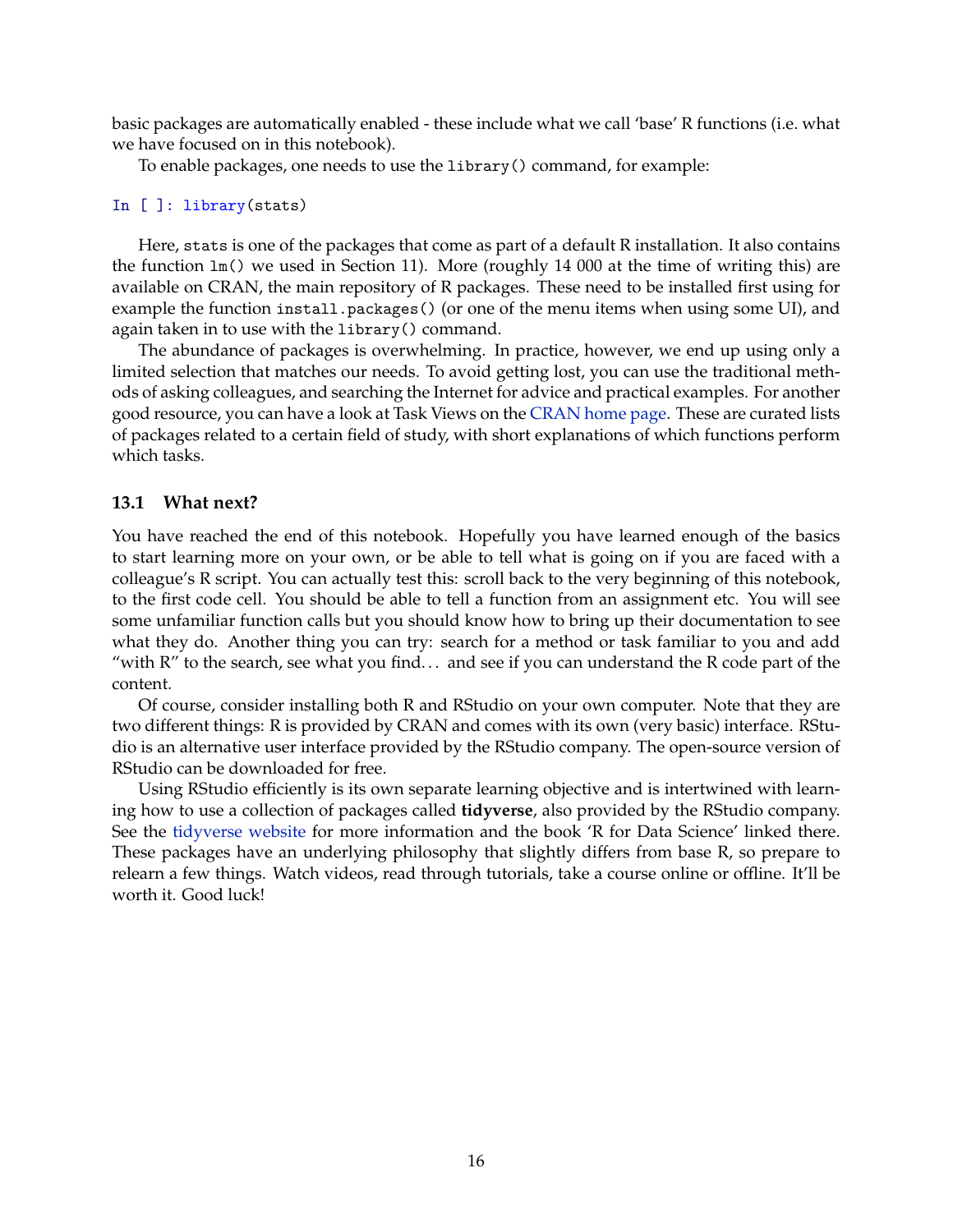basic packages are automatically enabled - these include what we call 'base' R functions (i.e. what we have focused on in this notebook).

To enable packages, one needs to use the `library()` command, for example:

```
In [ ]: library(stats)
```

Here, `stats` is one of the packages that come as part of a default R installation. It also contains the function `lm()` we used in Section 11). More (roughly 14 000 at the time of writing this) are available on CRAN, the main repository of R packages. These need to be installed first using for example the function `install.packages()` (or one of the menu items when using some UI), and again taken in to use with the `library()` command.

The abundance of packages is overwhelming. In practice, however, we end up using only a limited selection that matches our needs. To avoid getting lost, you can use the traditional methods of asking colleagues, and searching the Internet for advice and practical examples. For another good resource, you can have a look at Task Views on the CRAN home page. These are curated lists of packages related to a certain field of study, with short explanations of which functions perform which tasks.

### 13.1 What next?

You have reached the end of this notebook. Hopefully you have learned enough of the basics to start learning more on your own, or be able to tell what is going on if you are faced with a colleague's R script. You can actually test this: scroll back to the very beginning of this notebook, to the first code cell. You should be able to tell a function from an assignment etc. You will see some unfamiliar function calls but you should know how to bring up their documentation to see what they do. Another thing you can try: search for a method or task familiar to you and add "with R" to the search, see what you find... and see if you can understand the R code part of the content.

Of course, consider installing both R and RStudio on your own computer. Note that they are two different things: R is provided by CRAN and comes with its own (very basic) interface. RStudio is an alternative user interface provided by the RStudio company. The open-source version of RStudio can be downloaded for free.

Using RStudio efficiently is its own separate learning objective and is intertwined with learning how to use a collection of packages called **tidyverse**, also provided by the RStudio company. See the tidyverse website for more information and the book 'R for Data Science' linked there. These packages have an underlying philosophy that slightly differs from base R, so prepare to relearn a few things. Watch videos, read through tutorials, take a course online or offline. It'll be worth it. Good luck!